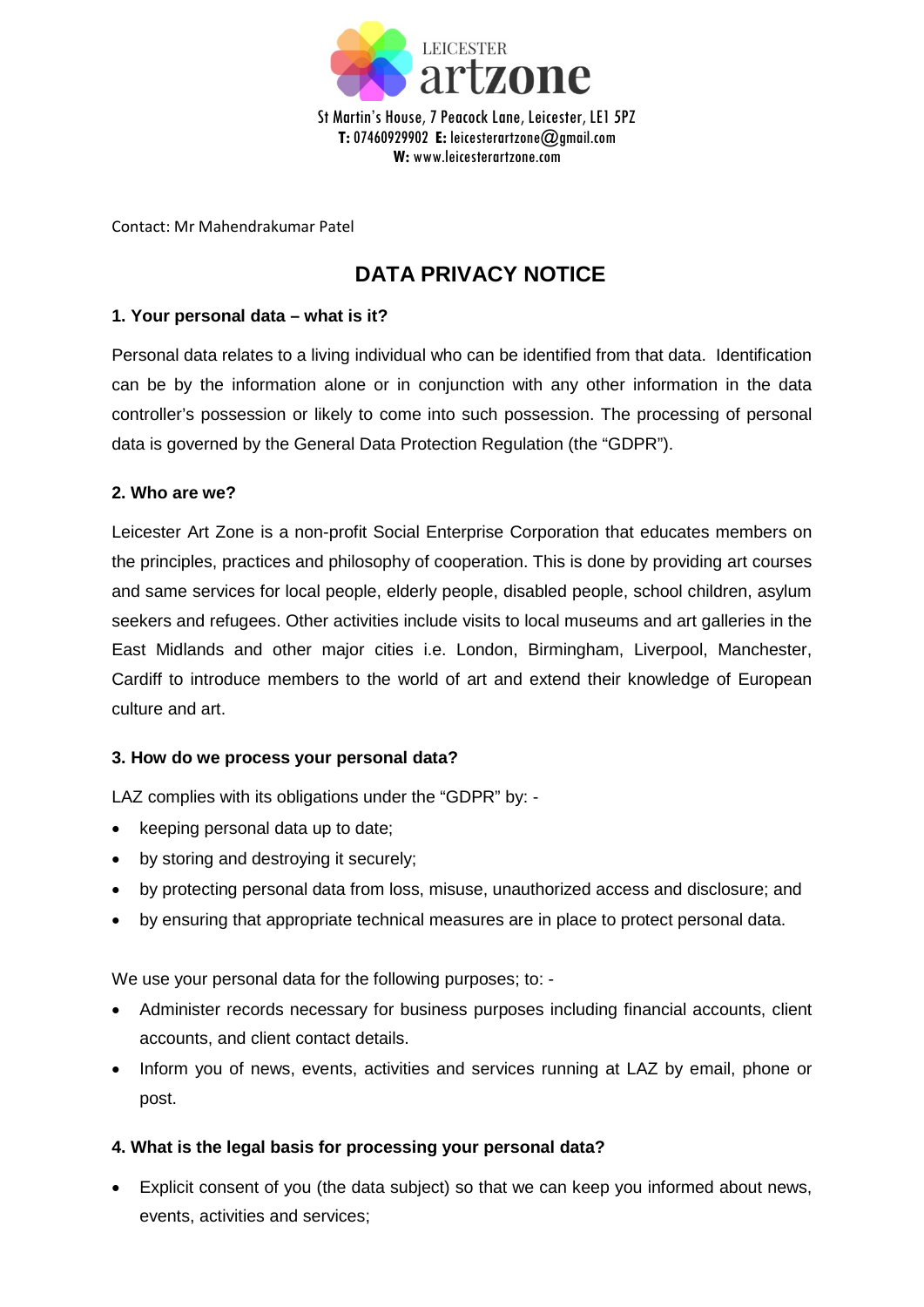LEICESTER
**artzone**

St Martin's House, 7 Peacock Lane, Leicester, LE1 5PZ
**T:** 07460929902 **E:** leicesterartzone@gmail.com
**W:** www.leicesterartzone.com

Contact: Mr Mahendrakumar Patel

# DATA PRIVACY NOTICE

### 1. Your personal data – what is it?

Personal data relates to a living individual who can be identified from that data. Identification can be by the information alone or in conjunction with any other information in the data controller's possession or likely to come into such possession. The processing of personal data is governed by the General Data Protection Regulation (the "GDPR").

### 2. Who are we?

Leicester Art Zone is a non-profit Social Enterprise Corporation that educates members on the principles, practices and philosophy of cooperation. This is done by providing art courses and same services for local people, elderly people, disabled people, school children, asylum seekers and refugees. Other activities include visits to local museums and art galleries in the East Midlands and other major cities i.e. London, Birmingham, Liverpool, Manchester, Cardiff to introduce members to the world of art and extend their knowledge of European culture and art.

### 3. How do we process your personal data?

LAZ complies with its obligations under the "GDPR" by: -

- keeping personal data up to date;
- by storing and destroying it securely;
- by protecting personal data from loss, misuse, unauthorized access and disclosure; and
- by ensuring that appropriate technical measures are in place to protect personal data.

We use your personal data for the following purposes; to: -

- Administer records necessary for business purposes including financial accounts, client accounts, and client contact details.
- Inform you of news, events, activities and services running at LAZ by email, phone or post.

### 4. What is the legal basis for processing your personal data?

- Explicit consent of you (the data subject) so that we can keep you informed about news, events, activities and services;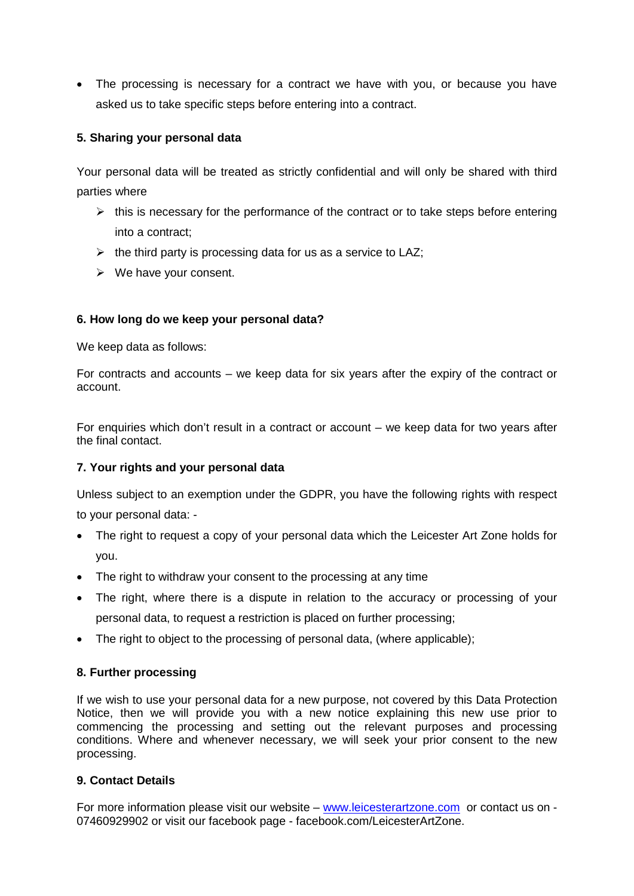- The processing is necessary for a contract we have with you, or because you have asked us to take specific steps before entering into a contract.

**5. Sharing your personal data**

Your personal data will be treated as strictly confidential and will only be shared with third parties where

- this is necessary for the performance of the contract or to take steps before entering into a contract;
- the third party is processing data for us as a service to LAZ;
- We have your consent.

**6. How long do we keep your personal data?**

We keep data as follows:

For contracts and accounts – we keep data for six years after the expiry of the contract or account.

For enquiries which don't result in a contract or account – we keep data for two years after the final contact.

**7. Your rights and your personal data**

Unless subject to an exemption under the GDPR, you have the following rights with respect to your personal data: -

- The right to request a copy of your personal data which the Leicester Art Zone holds for you.
- The right to withdraw your consent to the processing at any time
- The right, where there is a dispute in relation to the accuracy or processing of your personal data, to request a restriction is placed on further processing;
- The right to object to the processing of personal data, (where applicable);

**8. Further processing**

If we wish to use your personal data for a new purpose, not covered by this Data Protection Notice, then we will provide you with a new notice explaining this new use prior to commencing the processing and setting out the relevant purposes and processing conditions. Where and whenever necessary, we will seek your prior consent to the new processing.

**9. Contact Details**

For more information please visit our website – www.leicesterartzone.com or contact us on - 07460929902 or visit our facebook page - facebook.com/LeicesterArtZone.